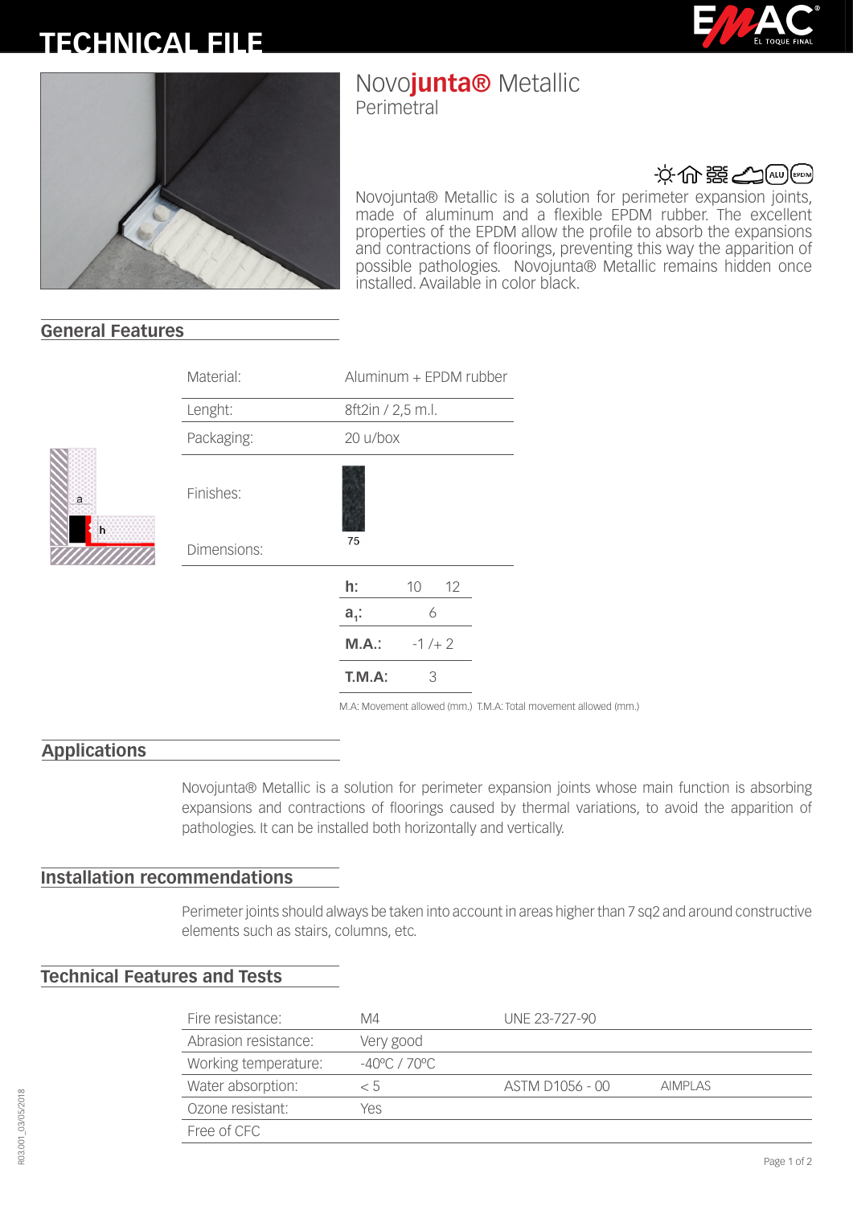# TECHNICAL FILE

## Novojunta® Metallic
Perimetral

Novojunta® Metallic is a solution for perimeter expansion joints, made of aluminum and a flexible EPDM rubber. The excellent properties of the EPDM allow the profile to absorb the expansions and contractions of floorings, preventing this way the apparition of possible pathologies. Novojunta® Metallic remains hidden once installed. Available in color black.

## General Features

| | |
|---|---|
| Material: | Aluminum + EPDM rubber |
| Lenght: | 8ft2in / 2,5 m.l. |
| Packaging: | 20 u/box |
| Finishes: | 75 |
| Dimensions: | |

| | | |
|---|---|---|
| **h:** | 10 | 12 |
| **$a_1$:** | 6 | |
| **M.A.:** | -1 /+ 2 | |
| **T.M.A:** | 3 | |

M.A: Movement allowed (mm.) T.M.A: Total movement allowed (mm.)

## Applications

Novojunta® Metallic is a solution for perimeter expansion joints whose main function is absorbing expansions and contractions of floorings caused by thermal variations, to avoid the apparition of pathologies. It can be installed both horizontally and vertically.

## Installation recommendations

Perimeter joints should always be taken into account in areas higher than 7 sq2 and around constructive elements such as stairs, columns, etc.

## Technical Features and Tests

| | | | |
|---|---|---|---|
| Fire resistance: | M4 | UNE 23-727-90 | |
| Abrasion resistance: | Very good | | |
| Working temperature: | -40ºC / 70ºC | | |
| Water absorption: | < 5 | ASTM D1056 - 00 | AIMPLAS |
| Ozone resistant: | Yes | | |
| Free of CFC | | | |

R03.001_03/05/2018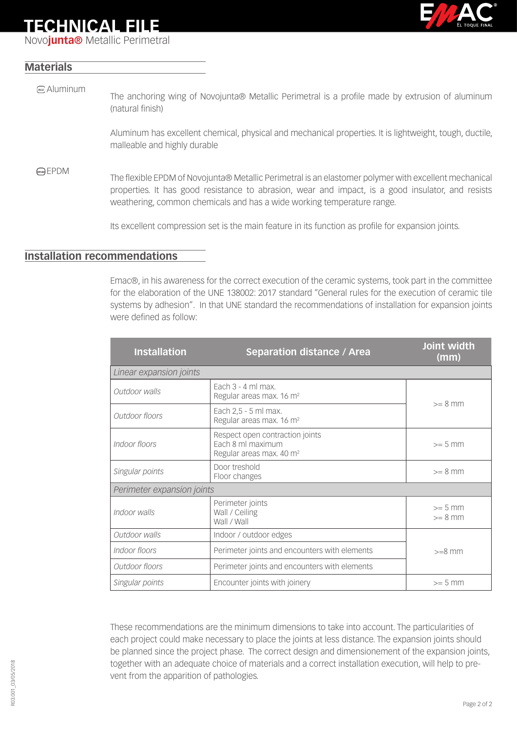# TECHNICAL FILE

Novo**junta®** Metallic Perimetral

## Materials

Aluminum

The anchoring wing of Novojunta® Metallic Perimetral is a profile made by extrusion of aluminum (natural finish)

Aluminum has excellent chemical, physical and mechanical properties. It is lightweight, tough, ductile, malleable and highly durable

EPDM

The flexible EPDM of Novojunta® Metallic Perimetral is an elastomer polymer with excellent mechanical properties. It has good resistance to abrasion, wear and impact, is a good insulator, and resists weathering, common chemicals and has a wide working temperature range.

Its excellent compression set is the main feature in its function as profile for expansion joints.

## Installation recommendations

Emac®, in his awareness for the correct execution of the ceramic systems, took part in the committee for the elaboration of the UNE 138002: 2017 standard "General rules for the execution of ceramic tile systems by adhesion". In that UNE standard the recommendations of installation for expansion joints were defined as follow:

| Installation | Separation distance / Area | Joint width (mm) |
|---|---|---|
| *Linear expansion joints* | | |
| *Outdoor walls* | Each 3 - 4 ml max.<br>Regular areas max. 16 m² | >= 8 mm |
| *Outdoor floors* | Each 2,5 - 5 ml max.<br>Regular areas max. 16 m² | >= 8 mm |
| *Indoor floors* | Respect open contraction joints<br>Each 8 ml maximum<br>Regular areas max. 40 m² | >= 5 mm |
| *Singular points* | Door treshold<br>Floor changes | >= 8 mm |
| *Perimeter expansion joints* | | |
| *Indoor walls* | Perimeter joints<br>Wall / Ceiling<br>Wall / Wall | >= 5 mm<br>>= 8 mm |
| *Outdoor walls* | Indoor / outdoor edges | >=8 mm |
| *Indoor floors* | Perimeter joints and encounters with elements | >=8 mm |
| *Outdoor floors* | Perimeter joints and encounters with elements | >=8 mm |
| *Singular points* | Encounter joints with joinery | >= 5 mm |

These recommendations are the minimum dimensions to take into account. The particularities of each project could make necessary to place the joints at less distance. The expansion joints should be planned since the project phase. The correct design and dimensionement of the expansion joints, together with an adequate choice of materials and a correct installation execution, will help to prevent from the apparition of pathologies.

R03.001_03/05/2018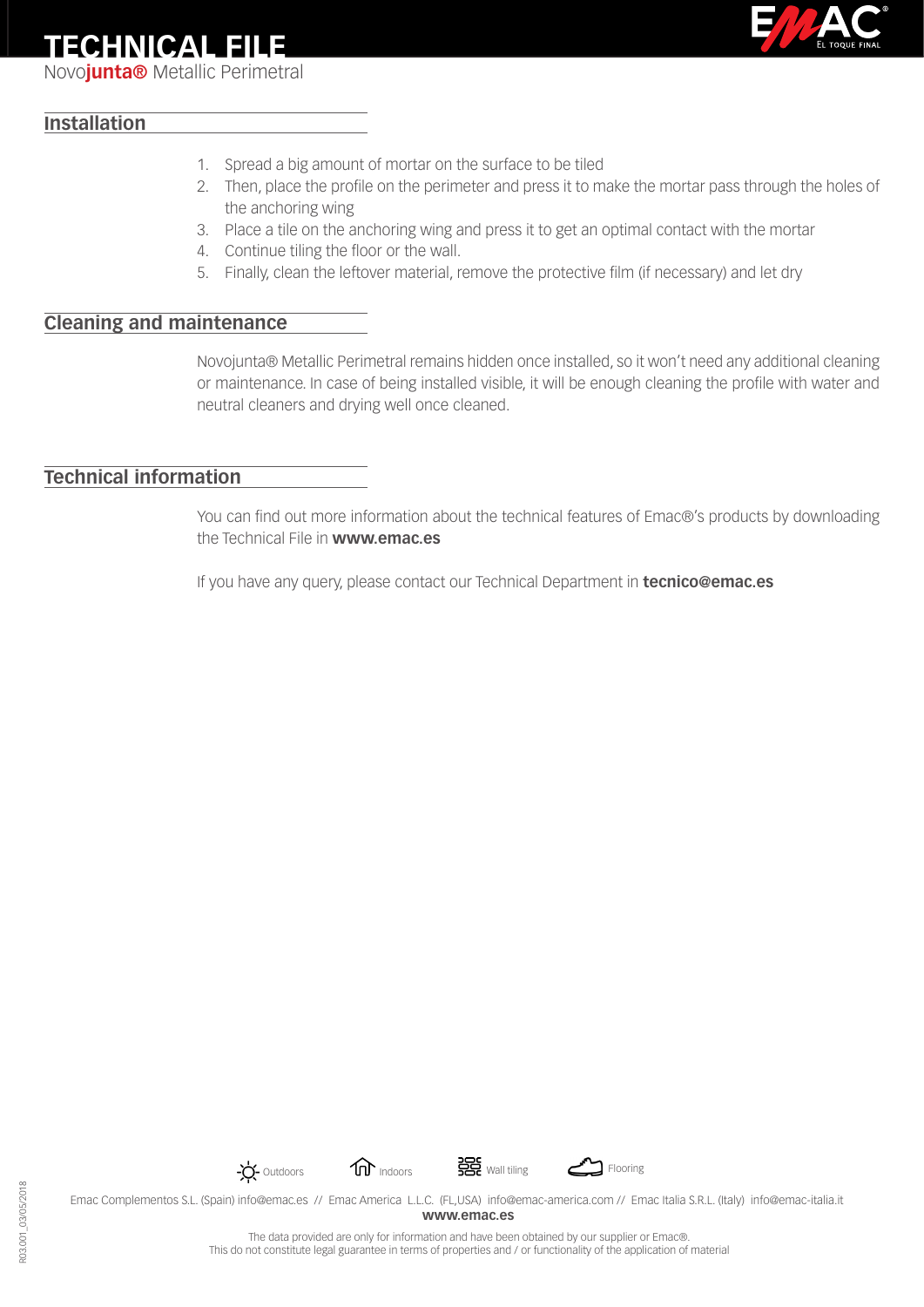# TECHNICAL FILE

Novo**junta®** Metallic Perimetral

## Installation

1. Spread a big amount of mortar on the surface to be tiled
2. Then, place the profile on the perimeter and press it to make the mortar pass through the holes of the anchoring wing
3. Place a tile on the anchoring wing and press it to get an optimal contact with the mortar
4. Continue tiling the floor or the wall.
5. Finally, clean the leftover material, remove the protective film (if necessary) and let dry

## Cleaning and maintenance

Novojunta® Metallic Perimetral remains hidden once installed, so it won't need any additional cleaning or maintenance. In case of being installed visible, it will be enough cleaning the profile with water and neutral cleaners and drying well once cleaned.

## Technical information

You can find out more information about the technical features of Emac®'s products by downloading the Technical File in **www.emac.es**

If you have any query, please contact our Technical Department in **tecnico@emac.es**

Outdoors Indoors Wall tiling Flooring

Emac Complementos S.L. (Spain) info@emac.es // Emac America L.L.C. (FL,USA) info@emac-america.com // Emac Italia S.R.L. (Italy) info@emac-italia.it

**www.emac.es**

The data provided are only for information and have been obtained by our supplier or Emac®.
This do not constitute legal guarantee in terms of properties and / or functionality of the application of material

R03.001_03/05/2018